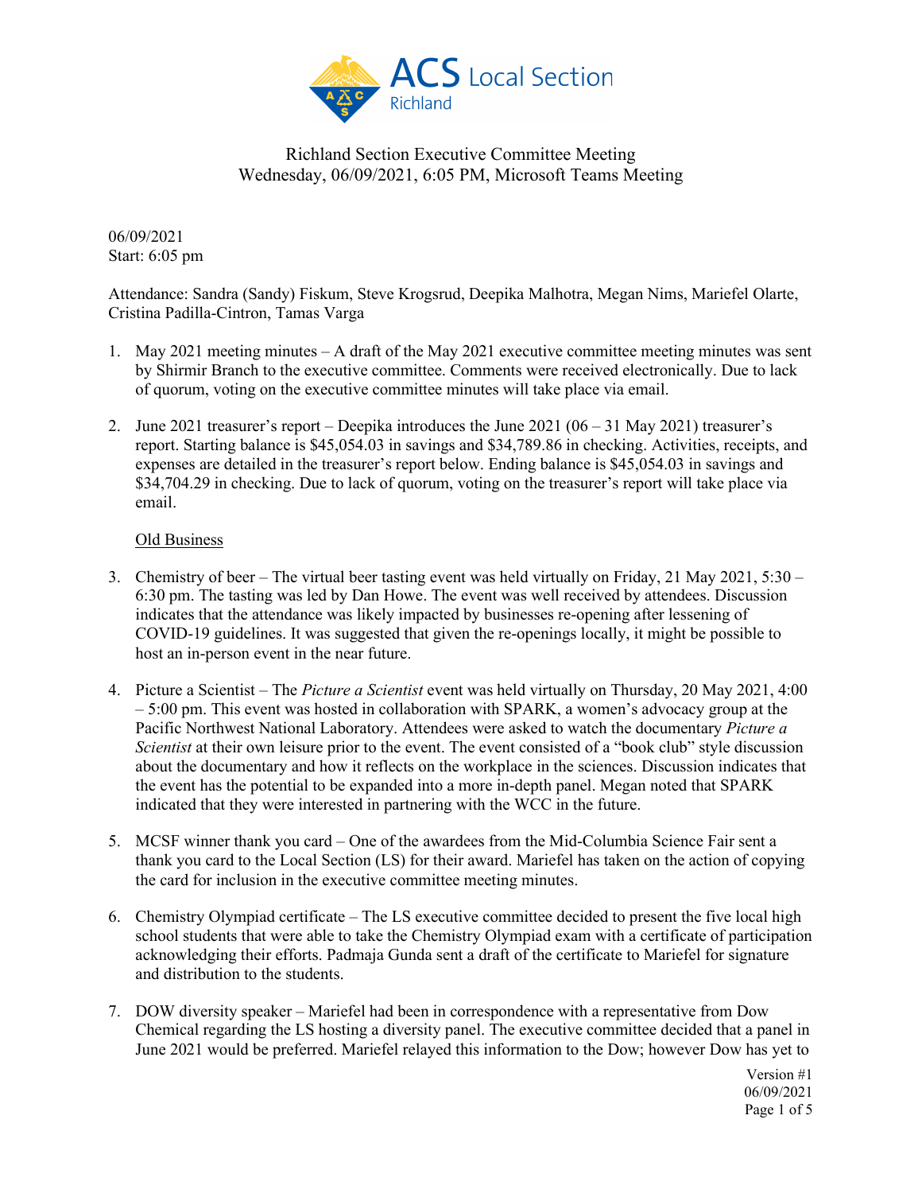# Richland Section Executive Committee Meeting

Wednesday, 06/09/2021, 6:05 PM, Microsoft Teams Meeting

06/09/2021
Start: 6:05 pm

Attendance: Sandra (Sandy) Fiskum, Steve Krogsrud, Deepika Malhotra, Megan Nims, Mariefel Olarte, Cristina Padilla-Cintron, Tamas Varga

1. May 2021 meeting minutes – A draft of the May 2021 executive committee meeting minutes was sent by Shirmir Branch to the executive committee. Comments were received electronically. Due to lack of quorum, voting on the executive committee minutes will take place via email.

2. June 2021 treasurer's report – Deepika introduces the June 2021 (06 – 31 May 2021) treasurer's report. Starting balance is $45,054.03 in savings and $34,789.86 in checking. Activities, receipts, and expenses are detailed in the treasurer's report below. Ending balance is $45,054.03 in savings and $34,704.29 in checking. Due to lack of quorum, voting on the treasurer's report will take place via email.

   <u>Old Business</u>

3. Chemistry of beer – The virtual beer tasting event was held virtually on Friday, 21 May 2021, 5:30 – 6:30 pm. The tasting was led by Dan Howe. The event was well received by attendees. Discussion indicates that the attendance was likely impacted by businesses re-opening after lessening of COVID-19 guidelines. It was suggested that given the re-openings locally, it might be possible to host an in-person event in the near future.

4. Picture a Scientist – The *Picture a Scientist* event was held virtually on Thursday, 20 May 2021, 4:00 – 5:00 pm. This event was hosted in collaboration with SPARK, a women's advocacy group at the Pacific Northwest National Laboratory. Attendees were asked to watch the documentary *Picture a Scientist* at their own leisure prior to the event. The event consisted of a "book club" style discussion about the documentary and how it reflects on the workplace in the sciences. Discussion indicates that the event has the potential to be expanded into a more in-depth panel. Megan noted that SPARK indicated that they were interested in partnering with the WCC in the future.

5. MCSF winner thank you card – One of the awardees from the Mid-Columbia Science Fair sent a thank you card to the Local Section (LS) for their award. Mariefel has taken on the action of copying the card for inclusion in the executive committee meeting minutes.

6. Chemistry Olympiad certificate – The LS executive committee decided to present the five local high school students that were able to take the Chemistry Olympiad exam with a certificate of participation acknowledging their efforts. Padmaja Gunda sent a draft of the certificate to Mariefel for signature and distribution to the students.

7. DOW diversity speaker – Mariefel had been in correspondence with a representative from Dow Chemical regarding the LS hosting a diversity panel. The executive committee decided that a panel in June 2021 would be preferred. Mariefel relayed this information to the Dow; however Dow has yet to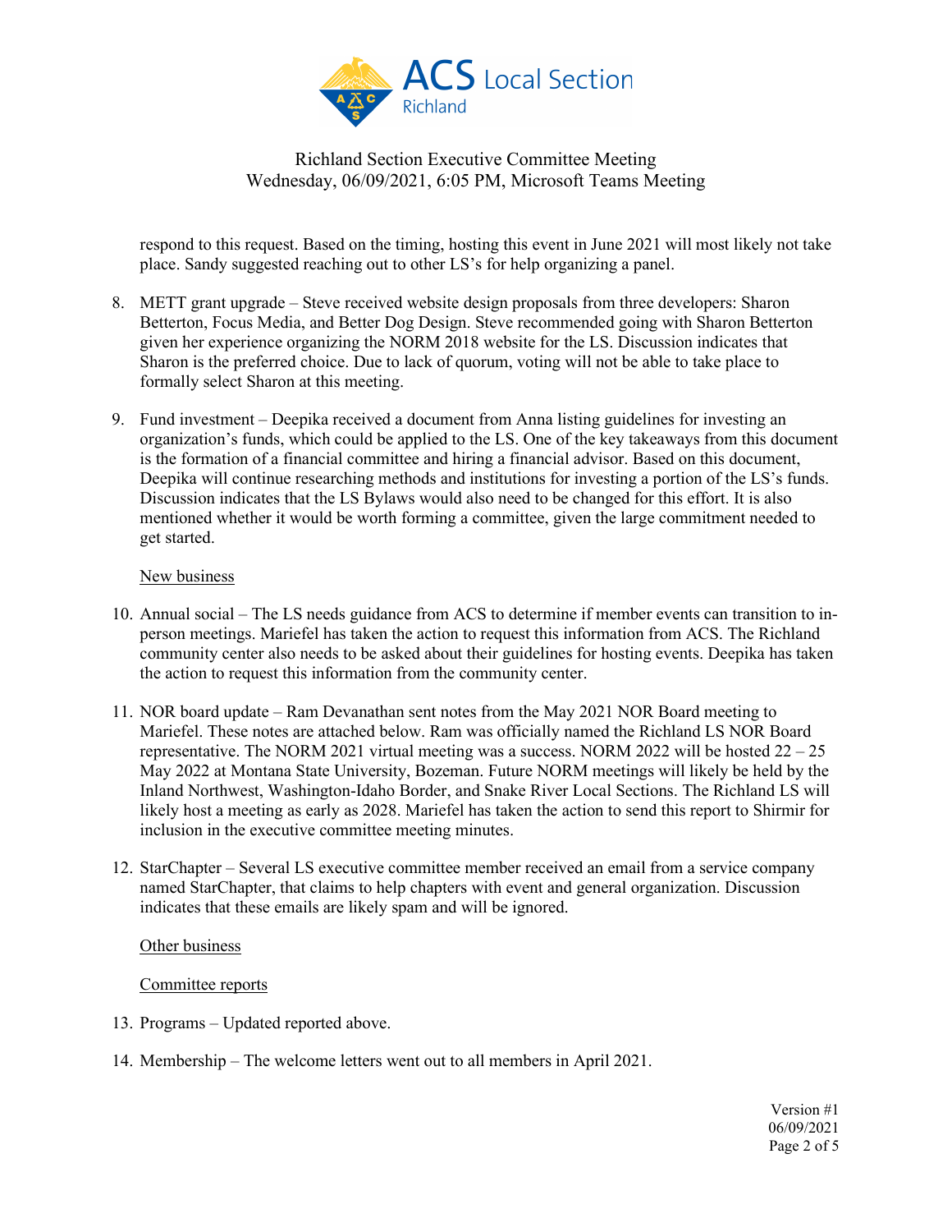respond to this request. Based on the timing, hosting this event in June 2021 will most likely not take place. Sandy suggested reaching out to other LS's for help organizing a panel.

8. METT grant upgrade – Steve received website design proposals from three developers: Sharon Betterton, Focus Media, and Better Dog Design. Steve recommended going with Sharon Betterton given her experience organizing the NORM 2018 website for the LS. Discussion indicates that Sharon is the preferred choice. Due to lack of quorum, voting will not be able to take place to formally select Sharon at this meeting.

9. Fund investment – Deepika received a document from Anna listing guidelines for investing an organization's funds, which could be applied to the LS. One of the key takeaways from this document is the formation of a financial committee and hiring a financial advisor. Based on this document, Deepika will continue researching methods and institutions for investing a portion of the LS's funds. Discussion indicates that the LS Bylaws would also need to be changed for this effort. It is also mentioned whether it would be worth forming a committee, given the large commitment needed to get started.

New business

10. Annual social – The LS needs guidance from ACS to determine if member events can transition to in-person meetings. Mariefel has taken the action to request this information from ACS. The Richland community center also needs to be asked about their guidelines for hosting events. Deepika has taken the action to request this information from the community center.

11. NOR board update – Ram Devanathan sent notes from the May 2021 NOR Board meeting to Mariefel. These notes are attached below. Ram was officially named the Richland LS NOR Board representative. The NORM 2021 virtual meeting was a success. NORM 2022 will be hosted 22 – 25 May 2022 at Montana State University, Bozeman. Future NORM meetings will likely be held by the Inland Northwest, Washington-Idaho Border, and Snake River Local Sections. The Richland LS will likely host a meeting as early as 2028. Mariefel has taken the action to send this report to Shirmir for inclusion in the executive committee meeting minutes.

12. StarChapter – Several LS executive committee member received an email from a service company named StarChapter, that claims to help chapters with event and general organization. Discussion indicates that these emails are likely spam and will be ignored.

Other business

Committee reports

13. Programs – Updated reported above.

14. Membership – The welcome letters went out to all members in April 2021.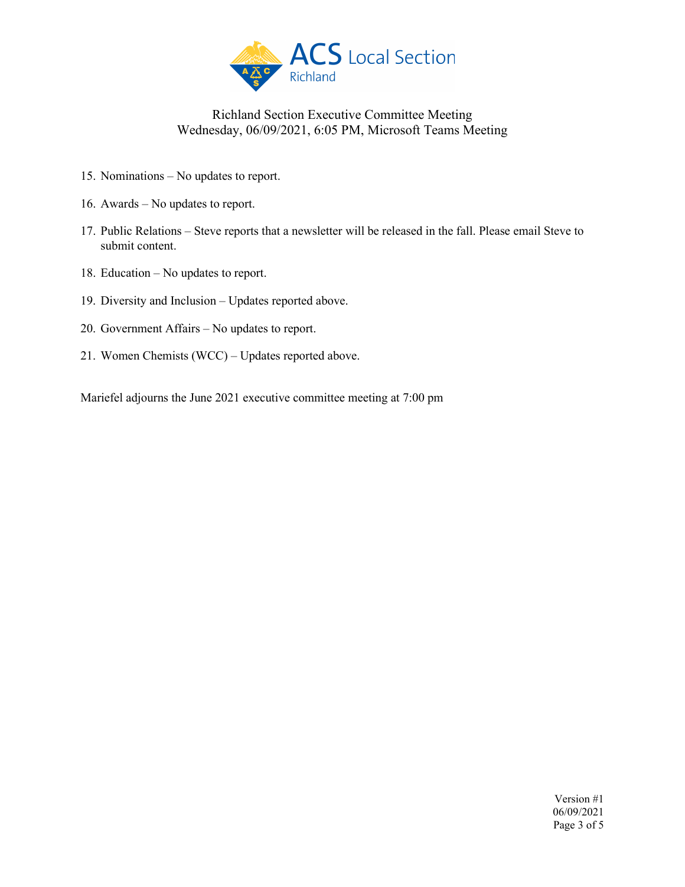15. Nominations – No updates to report.

16. Awards – No updates to report.

17. Public Relations – Steve reports that a newsletter will be released in the fall. Please email Steve to submit content.

18. Education – No updates to report.

19. Diversity and Inclusion – Updates reported above.

20. Government Affairs – No updates to report.

21. Women Chemists (WCC) – Updates reported above.

Mariefel adjourns the June 2021 executive committee meeting at 7:00 pm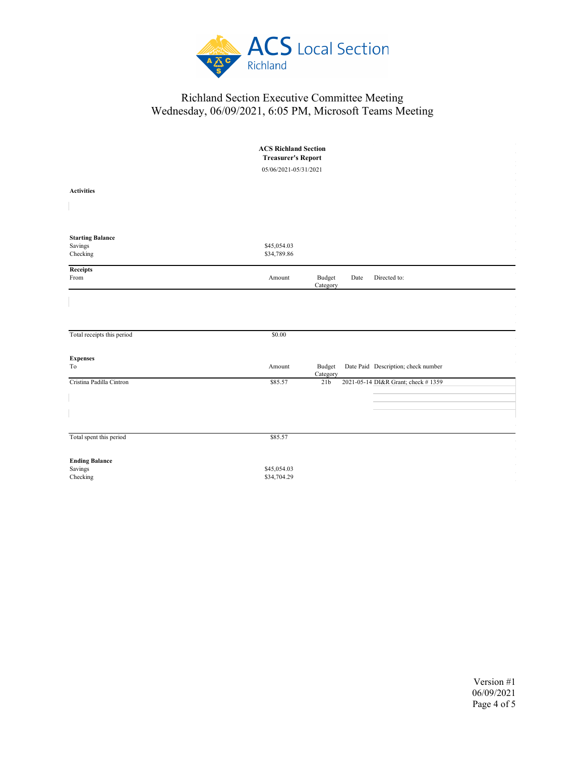Richland Section Executive Committee Meeting
Wednesday, 06/09/2021, 6:05 PM, Microsoft Teams Meeting

**ACS Richland Section**
**Treasurer's Report**
05/06/2021-05/31/2021

**Activities**

**Starting Balance**

| | |
|---|---|
| Savings | $45,054.03 |
| Checking | $34,789.86 |

**Receipts**

| From | Amount | Budget Category | Date | Directed to: |
|---|---|---|---|---|
| | | | | |

| | |
|---|---|
| Total receipts this period | $0.00 |

**Expenses**

| To | Amount | Budget Category | Date Paid | Description; check number |
|---|---|---|---|---|
| Cristina Padilla Cintron | $85.57 | 21b | 2021-05-14 | DI&R Grant; check # 1359 |

| | |
|---|---|
| Total spent this period | $85.57 |

**Ending Balance**

| | |
|---|---|
| Savings | $45,054.03 |
| Checking | $34,704.29 |

Version #1
06/09/2021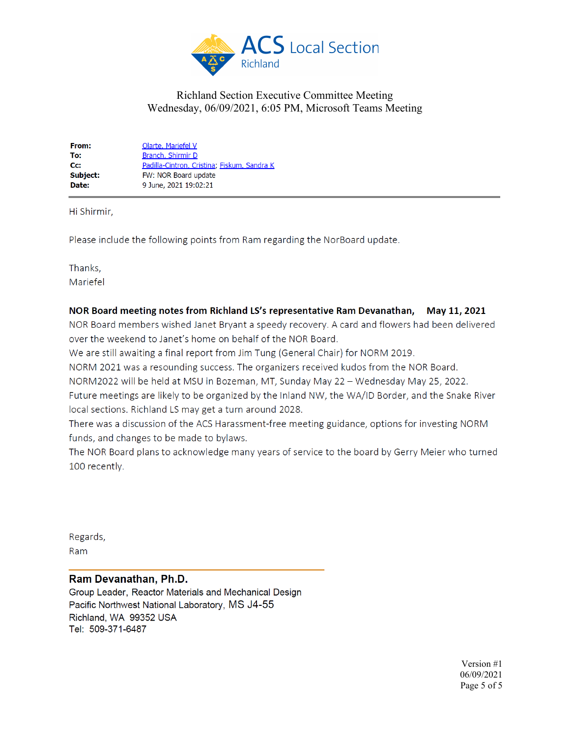ACS Local Section Richland

Richland Section Executive Committee Meeting
Wednesday, 06/09/2021, 6:05 PM, Microsoft Teams Meeting

| | |
|---|---|
| **From:** | Olarte, Mariefel V |
| **To:** | Branch, Shirmir D |
| **Cc:** | Padilla-Cintron, Cristina; Fiskum, Sandra K |
| **Subject:** | FW: NOR Board update |
| **Date:** | 9 June, 2021 19:02:21 |

---

Hi Shirmir,

Please include the following points from Ram regarding the NorBoard update.

Thanks,
Mariefel

**NOR Board meeting notes from Richland LS's representative Ram Devanathan, May 11, 2021**

NOR Board members wished Janet Bryant a speedy recovery. A card and flowers had been delivered over the weekend to Janet's home on behalf of the NOR Board.

We are still awaiting a final report from Jim Tung (General Chair) for NORM 2019.

NORM 2021 was a resounding success. The organizers received kudos from the NOR Board.

NORM2022 will be held at MSU in Bozeman, MT, Sunday May 22 – Wednesday May 25, 2022.

Future meetings are likely to be organized by the Inland NW, the WA/ID Border, and the Snake River local sections. Richland LS may get a turn around 2028.

There was a discussion of the ACS Harassment-free meeting guidance, options for investing NORM funds, and changes to be made to bylaws.

The NOR Board plans to acknowledge many years of service to the board by Gerry Meier who turned 100 recently.

Regards,
Ram

---

**Ram Devanathan, Ph.D.**
Group Leader, Reactor Materials and Mechanical Design
Pacific Northwest National Laboratory, MS J4-55
Richland, WA 99352 USA
Tel: 509-371-6487

Version #1
06/09/2021